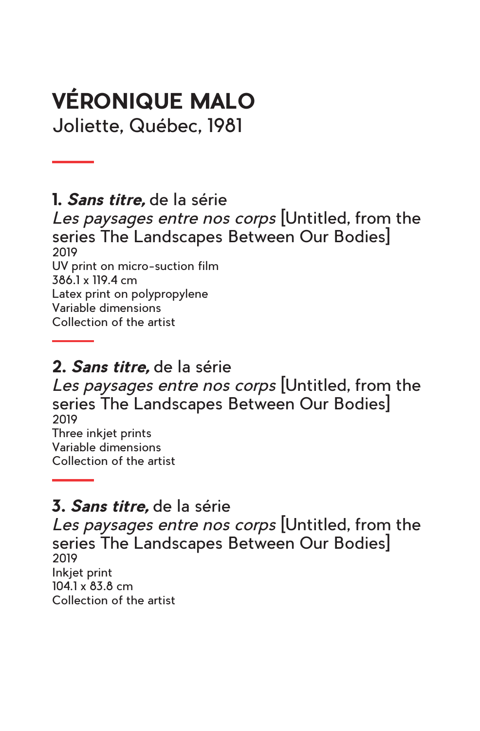# VÉRONIQUE MALO

Joliette, Québec, 1981

---

**1. *Sans titre,*** de la série
*Les paysages entre nos corps* [Untitled, from the series The Landscapes Between Our Bodies]
2019
UV print on micro-suction film
386.1 x 119.4 cm
Latex print on polypropylene
Variable dimensions
Collection of the artist

---

**2. *Sans titre,*** de la série
*Les paysages entre nos corps* [Untitled, from the series The Landscapes Between Our Bodies]
2019
Three inkjet prints
Variable dimensions
Collection of the artist

---

**3. *Sans titre,*** de la série
*Les paysages entre nos corps* [Untitled, from the series The Landscapes Between Our Bodies]
2019
Inkjet print
104.1 x 83.8 cm
Collection of the artist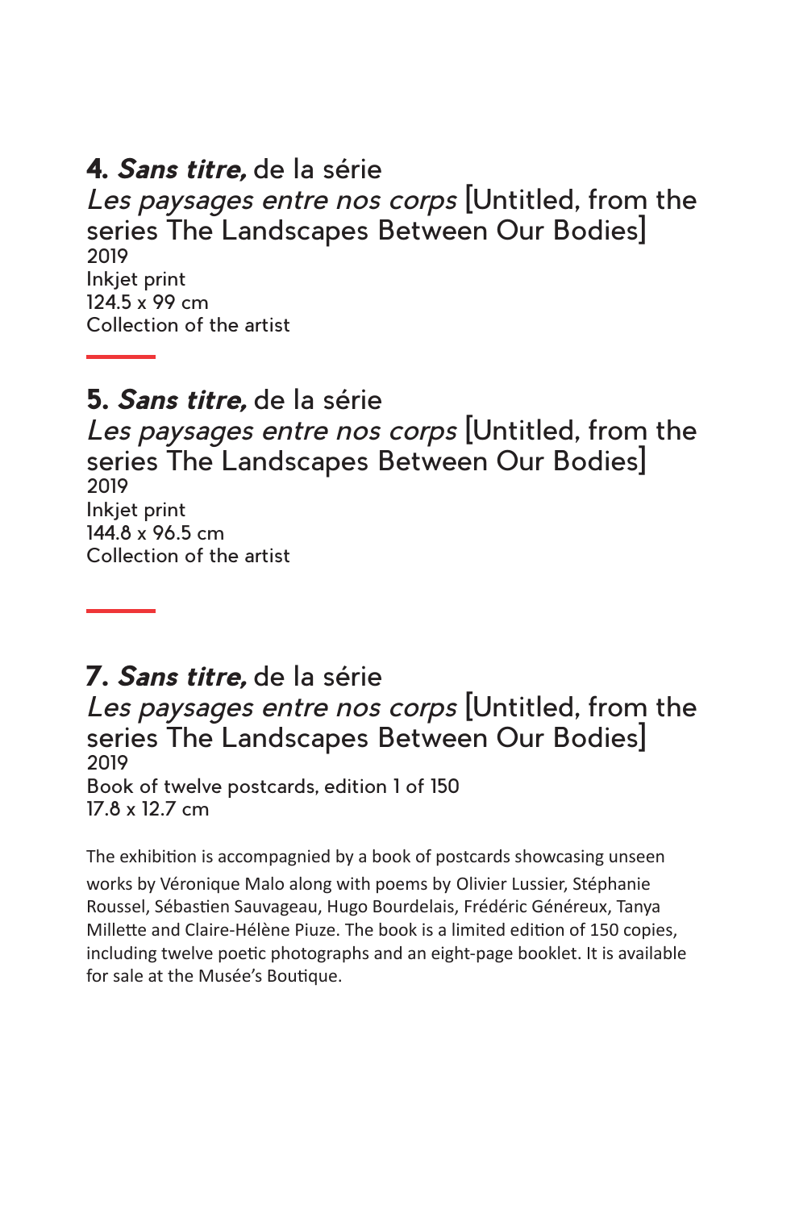**4. *Sans titre,*** de la série
*Les paysages entre nos corps* [Untitled, from the series The Landscapes Between Our Bodies]
2019
Inkjet print
124.5 x 99 cm
Collection of the artist

---

**5. *Sans titre,*** de la série
*Les paysages entre nos corps* [Untitled, from the series The Landscapes Between Our Bodies]
2019
Inkjet print
144.8 x 96.5 cm
Collection of the artist

---

**7. *Sans titre,*** de la série
*Les paysages entre nos corps* [Untitled, from the series The Landscapes Between Our Bodies]
2019
Book of twelve postcards, edition 1 of 150
17.8 x 12.7 cm

The exhibition is accompagnied by a book of postcards showcasing unseen works by Véronique Malo along with poems by Olivier Lussier, Stéphanie Roussel, Sébastien Sauvageau, Hugo Bourdelais, Frédéric Généreux, Tanya Millette and Claire-Hélène Piuze. The book is a limited edition of 150 copies, including twelve poetic photographs and an eight-page booklet. It is available for sale at the Musée's Boutique.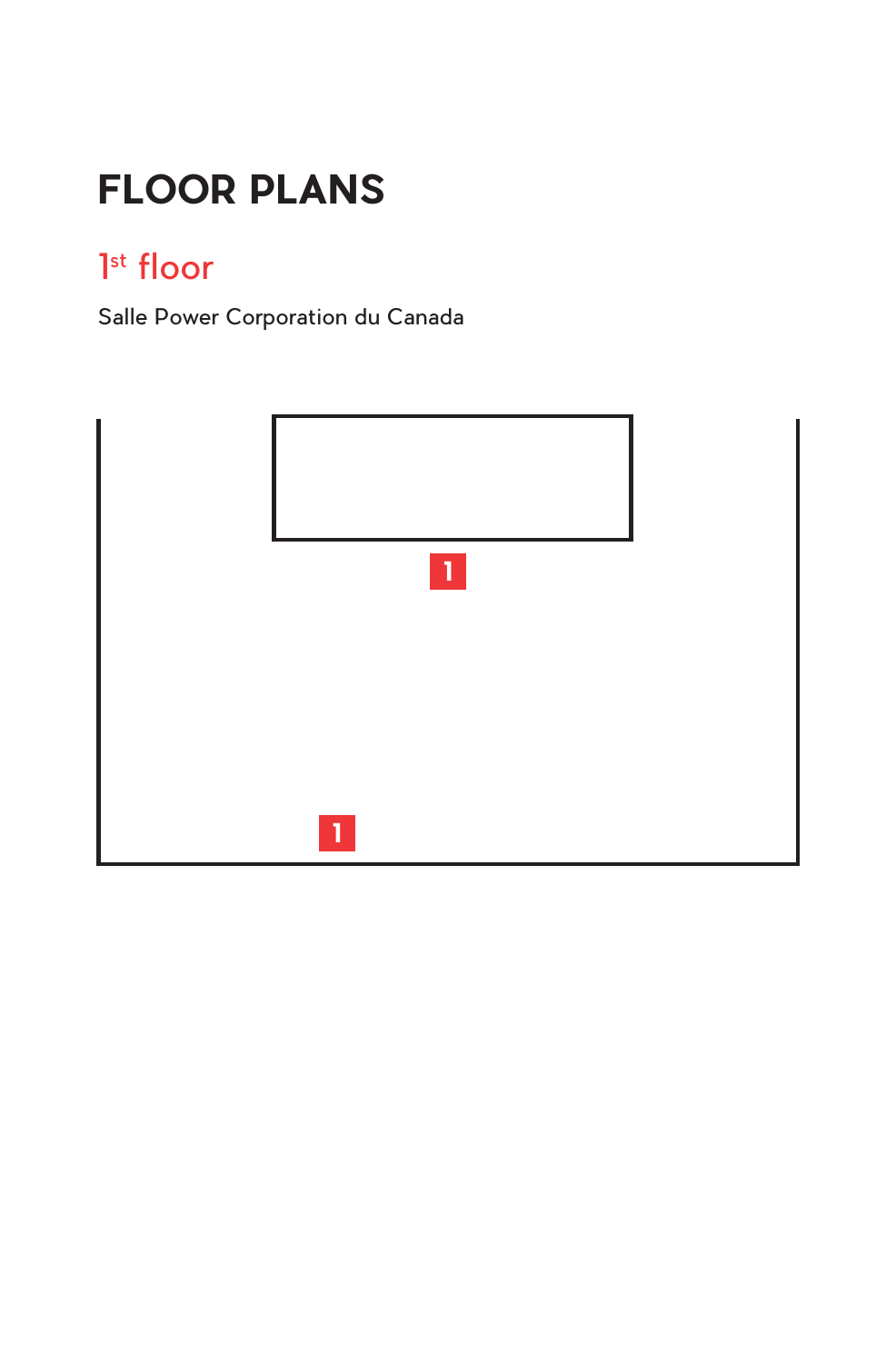# FLOOR PLANS

## 1st floor

Salle Power Corporation du Canada

1

1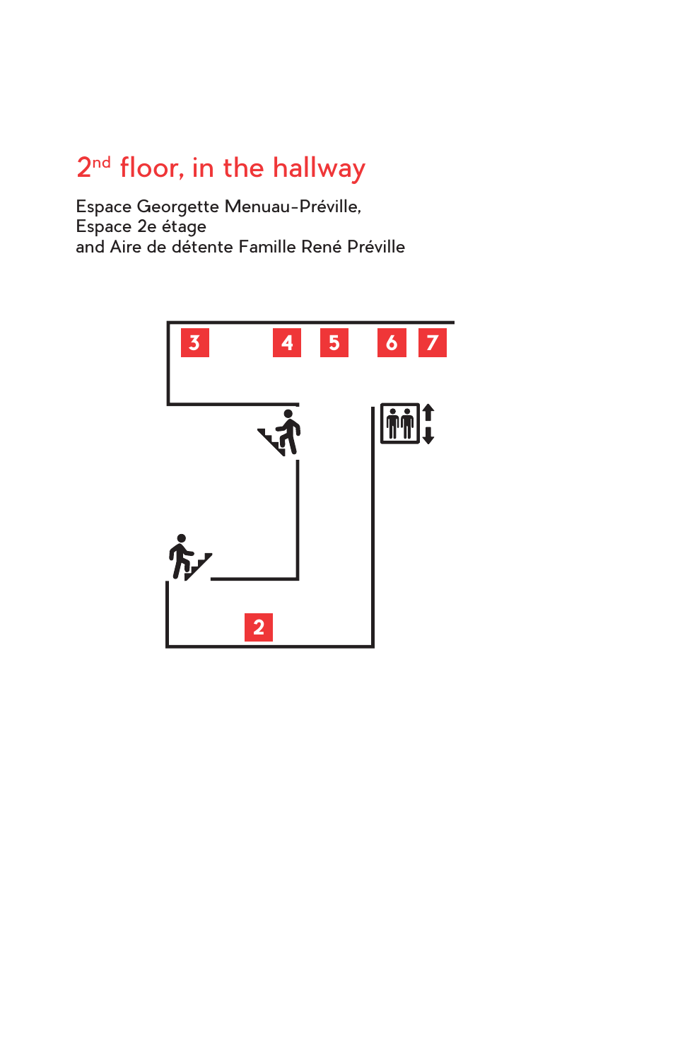## 2nd floor, in the hallway

Espace Georgette Menuau-Préville,
Espace 2e étage
and Aire de détente Famille René Préville

3
4
5
6
7
2